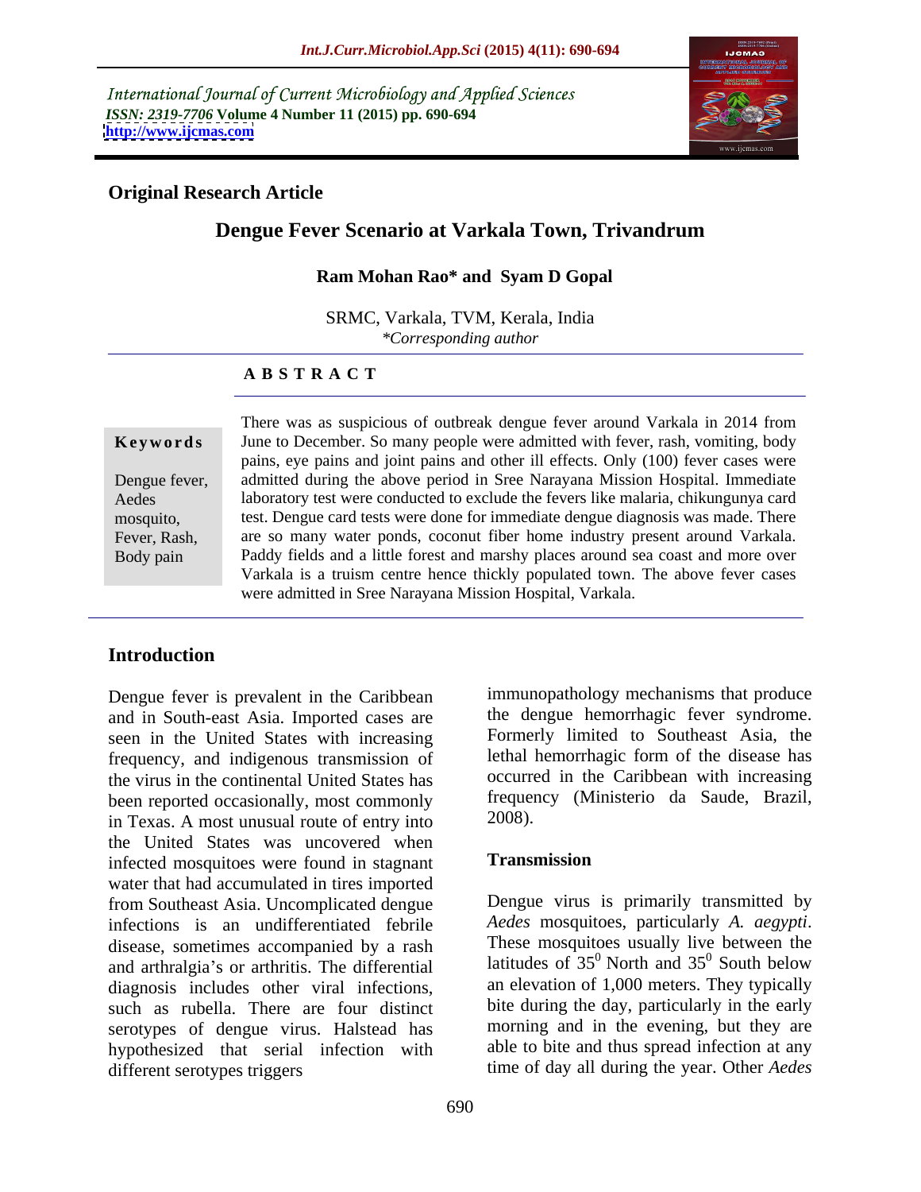International Journal of Current Microbiology and Applied Sciences
*ISSN: 2319-7706* **Volume 4 Number 11 (2015) pp. 690-694**
**http://www.ijcmas.com**

**Original Research Article**

# Dengue Fever Scenario at Varkala Town, Trivandrum

**Ram Mohan Rao* and Syam D Gopal**

SRMC, Varkala, TVM, Kerala, India
*\*Corresponding author*

## ABSTRACT

**Keywords**

Dengue fever, Aedes mosquito, Fever, Rash, Body pain

There was as suspicious of outbreak dengue fever around Varkala in 2014 from June to December. So many people were admitted with fever, rash, vomiting, body pains, eye pains and joint pains and other ill effects. Only (100) fever cases were admitted during the above period in Sree Narayana Mission Hospital. Immediate laboratory test were conducted to exclude the fevers like malaria, chikungunya card test. Dengue card tests were done for immediate dengue diagnosis was made. There are so many water ponds, coconut fiber home industry present around Varkala. Paddy fields and a little forest and marshy places around sea coast and more over Varkala is a truism centre hence thickly populated town. The above fever cases were admitted in Sree Narayana Mission Hospital, Varkala.

## Introduction

Dengue fever is prevalent in the Caribbean and in South-east Asia. Imported cases are seen in the United States with increasing frequency, and indigenous transmission of the virus in the continental United States has been reported occasionally, most commonly in Texas. A most unusual route of entry into the United States was uncovered when infected mosquitoes were found in stagnant water that had accumulated in tires imported from Southeast Asia. Uncomplicated dengue infections is an undifferentiated febrile disease, sometimes accompanied by a rash and arthralgia's or arthritis. The differential diagnosis includes other viral infections, such as rubella. There are four distinct serotypes of dengue virus. Halstead has hypothesized that serial infection with different serotypes triggers immunopathology mechanisms that produce the dengue hemorrhagic fever syndrome. Formerly limited to Southeast Asia, the lethal hemorrhagic form of the disease has occurred in the Caribbean with increasing frequency (Ministerio da Saude, Brazil, 2008).

### Transmission

Dengue virus is primarily transmitted by *Aedes* mosquitoes, particularly *A. aegypti*. These mosquitoes usually live between the latitudes of $35^0$ North and $35^0$ South below an elevation of 1,000 meters. They typically bite during the day, particularly in the early morning and in the evening, but they are able to bite and thus spread infection at any time of day all during the year. Other *Aedes*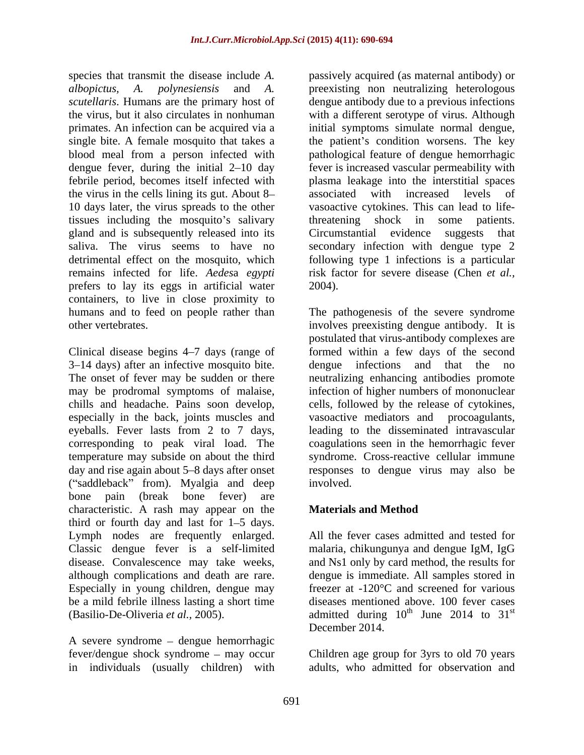species that transmit the disease include *A. albopictus, A. polynesiensis* and *A. scutellaris*. Humans are the primary host of the virus, but it also circulates in nonhuman primates. An infection can be acquired via a single bite. A female mosquito that takes a blood meal from a person infected with dengue fever, during the initial 2–10 day febrile period, becomes itself infected with the virus in the cells lining its gut. About 8–10 days later, the virus spreads to the other tissues including the mosquito's salivary gland and is subsequently released into its saliva. The virus seems to have no detrimental effect on the mosquito, which remains infected for life. *Aedes*a *egypti* prefers to lay its eggs in artificial water containers, to live in close proximity to humans and to feed on people rather than other vertebrates.

Clinical disease begins 4–7 days (range of 3–14 days) after an infective mosquito bite. The onset of fever may be sudden or there may be prodromal symptoms of malaise, chills and headache. Pains soon develop, especially in the back, joints muscles and eyeballs. Fever lasts from 2 to 7 days, corresponding to peak viral load. The temperature may subside on about the third day and rise again about 5–8 days after onset ("saddleback" from). Myalgia and deep bone pain (break bone fever) are characteristic. A rash may appear on the third or fourth day and last for 1–5 days. Lymph nodes are frequently enlarged. Classic dengue fever is a self-limited disease. Convalescence may take weeks, although complications and death are rare. Especially in young children, dengue may be a mild febrile illness lasting a short time (Basilio-De-Oliveria *et al.*, 2005).

A severe syndrome – dengue hemorrhagic fever/dengue shock syndrome – may occur in individuals (usually children) with passively acquired (as maternal antibody) or preexisting non neutralizing heterologous dengue antibody due to a previous infections with a different serotype of virus. Although initial symptoms simulate normal dengue, the patient's condition worsens. The key pathological feature of dengue hemorrhagic fever is increased vascular permeability with plasma leakage into the interstitial spaces associated with increased levels of vasoactive cytokines. This can lead to life-threatening shock in some patients. Circumstantial evidence suggests that secondary infection with dengue type 2 following type 1 infections is a particular risk factor for severe disease (Chen *et al.*, 2004).

The pathogenesis of the severe syndrome involves preexisting dengue antibody. It is postulated that virus-antibody complexes are formed within a few days of the second dengue infections and that the no neutralizing enhancing antibodies promote infection of higher numbers of mononuclear cells, followed by the release of cytokines, vasoactive mediators and procoagulants, leading to the disseminated intravascular coagulations seen in the hemorrhagic fever syndrome. Cross-reactive cellular immune responses to dengue virus may also be involved.

## Materials and Method

All the fever cases admitted and tested for malaria, chikungunya and dengue IgM, IgG and Ns1 only by card method, the results for dengue is immediate. All samples stored in freezer at -120°C and screened for various diseases mentioned above. 100 fever cases admitted during $10^{th}$ June 2014 to $31^{st}$ December 2014.

Children age group for 3yrs to old 70 years adults, who admitted for observation and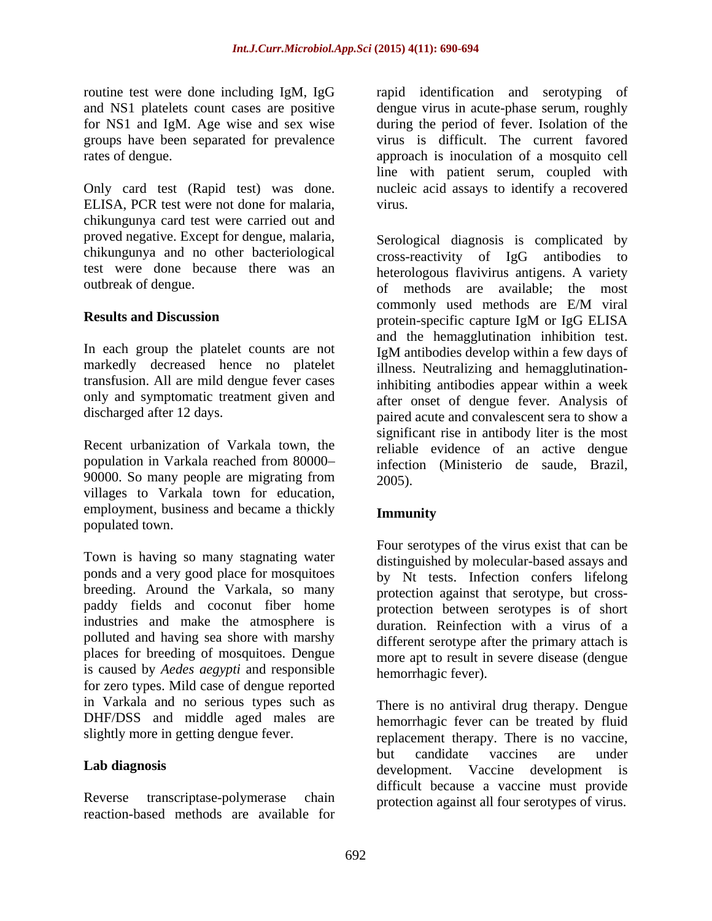routine test were done including IgM, IgG and NS1 platelets count cases are positive for NS1 and IgM. Age wise and sex wise groups have been separated for prevalence rates of dengue.

Only card test (Rapid test) was done. ELISA, PCR test were not done for malaria, chikungunya card test were carried out and proved negative. Except for dengue, malaria, chikungunya and no other bacteriological test were done because there was an outbreak of dengue.

## Results and Discussion

In each group the platelet counts are not markedly decreased hence no platelet transfusion. All are mild dengue fever cases only and symptomatic treatment given and discharged after 12 days.

Recent urbanization of Varkala town, the population in Varkala reached from 80000–90000. So many people are migrating from villages to Varkala town for education, employment, business and became a thickly populated town.

Town is having so many stagnating water ponds and a very good place for mosquitoes breeding. Around the Varkala, so many paddy fields and coconut fiber home industries and make the atmosphere is polluted and having sea shore with marshy places for breeding of mosquitoes. Dengue is caused by *Aedes aegypti* and responsible for zero types. Mild case of dengue reported in Varkala and no serious types such as DHF/DSS and middle aged males are slightly more in getting dengue fever.

### Lab diagnosis

Reverse transcriptase-polymerase chain reaction-based methods are available for rapid identification and serotyping of dengue virus in acute-phase serum, roughly during the period of fever. Isolation of the virus is difficult. The current favored approach is inoculation of a mosquito cell line with patient serum, coupled with nucleic acid assays to identify a recovered virus.

Serological diagnosis is complicated by cross-reactivity of IgG antibodies to heterologous flavivirus antigens. A variety of methods are available; the most commonly used methods are E/M viral protein-specific capture IgM or IgG ELISA and the hemagglutination inhibition test. IgM antibodies develop within a few days of illness. Neutralizing and hemagglutination-inhibiting antibodies appear within a week after onset of dengue fever. Analysis of paired acute and convalescent sera to show a significant rise in antibody liter is the most reliable evidence of an active dengue infection (Ministerio de saude, Brazil, 2005).

### Immunity

Four serotypes of the virus exist that can be distinguished by molecular-based assays and by Nt tests. Infection confers lifelong protection against that serotype, but cross-protection between serotypes is of short duration. Reinfection with a virus of a different serotype after the primary attach is more apt to result in severe disease (dengue hemorrhagic fever).

There is no antiviral drug therapy. Dengue hemorrhagic fever can be treated by fluid replacement therapy. There is no vaccine, but candidate vaccines are under development. Vaccine development is difficult because a vaccine must provide protection against all four serotypes of virus.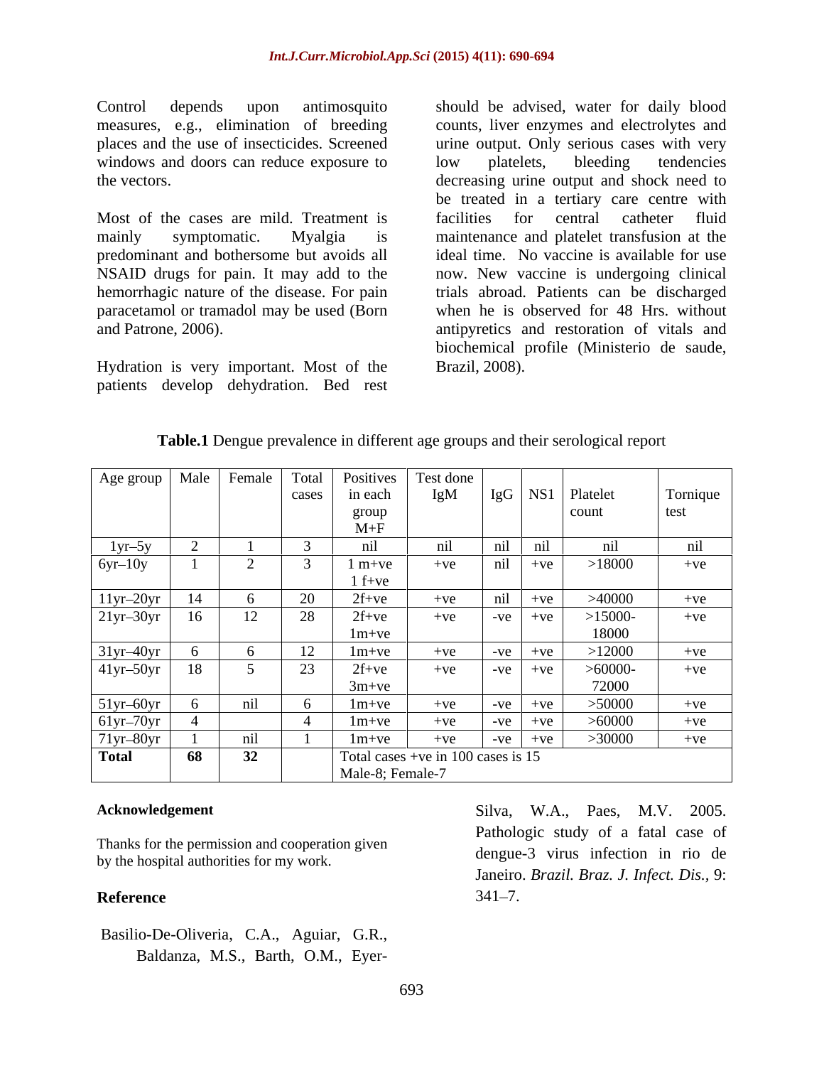Control depends upon antimosquito measures, e.g., elimination of breeding places and the use of insecticides. Screened windows and doors can reduce exposure to the vectors.

Most of the cases are mild. Treatment is mainly symptomatic. Myalgia is predominant and bothersome but avoids all NSAID drugs for pain. It may add to the hemorrhagic nature of the disease. For pain paracetamol or tramadol may be used (Born and Patrone, 2006).

Hydration is very important. Most of the patients develop dehydration. Bed rest should be advised, water for daily blood counts, liver enzymes and electrolytes and urine output. Only serious cases with very low platelets, bleeding tendencies decreasing urine output and shock need to be treated in a tertiary care centre with facilities for central catheter fluid maintenance and platelet transfusion at the ideal time. No vaccine is available for use now. New vaccine is undergoing clinical trials abroad. Patients can be discharged when he is observed for 48 Hrs. without antipyretics and restoration of vitals and biochemical profile (Ministerio de saude, Brazil, 2008).

**Table.1** Dengue prevalence in different age groups and their serological report

| Age group | Male | Female | Total cases | Positives in each group M+F | Test done IgM | IgG | NS1 | Platelet count | Tornique test |
|---|---|---|---|---|---|---|---|---|---|
| 1yr–5y | 2 | 1 | 3 | nil | nil | nil | nil | nil | nil |
| 6yr–10y | 1 | 2 | 3 | 1 m+ve 1 f+ve | +ve | nil | +ve | >18000 | +ve |
| 11yr–20yr | 14 | 6 | 20 | 2f+ve | +ve | nil | +ve | >40000 | +ve |
| 21yr–30yr | 16 | 12 | 28 | 2f+ve 1m+ve | +ve | -ve | +ve | >15000-18000 | +ve |
| 31yr–40yr | 6 | 6 | 12 | 1m+ve | +ve | -ve | +ve | >12000 | +ve |
| 41yr–50yr | 18 | 5 | 23 | 2f+ve 3m+ve | +ve | -ve | +ve | >60000-72000 | +ve |
| 51yr–60yr | 6 | nil | 6 | 1m+ve | +ve | -ve | +ve | >50000 | +ve |
| 61yr–70yr | 4 | | 4 | 1m+ve | +ve | -ve | +ve | >60000 | +ve |
| 71yr–80yr | 1 | nil | 1 | 1m+ve | +ve | -ve | +ve | >30000 | +ve |
| **Total** | **68** | **32** | | Total cases +ve in 100 cases is 15 Male-8; Female-7 | | | | | |

**Acknowledgement**

Thanks for the permission and cooperation given by the hospital authorities for my work.

**Reference**

Basilio-De-Oliveria, C.A., Aguiar, G.R., Baldanza, M.S., Barth, O.M., Eyer-Silva, W.A., Paes, M.V. 2005. Pathologic study of a fatal case of dengue-3 virus infection in rio de Janeiro. *Brazil. Braz. J. Infect. Dis.*, 9: 341–7.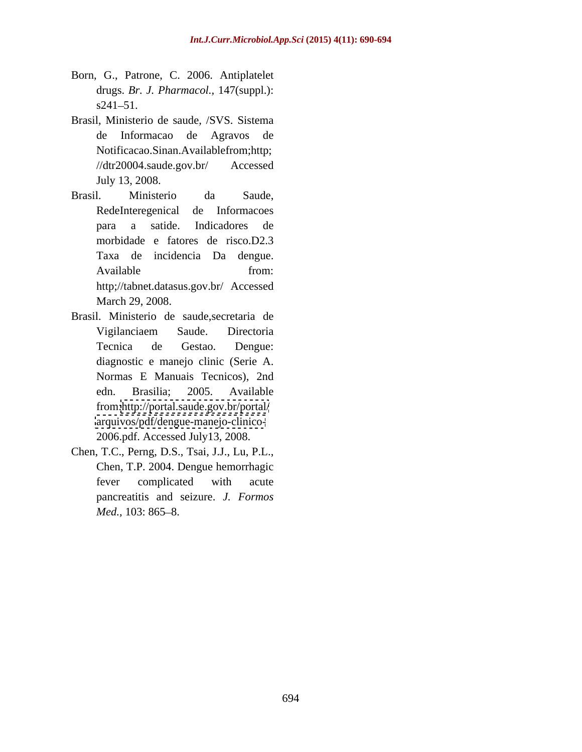Born, G., Patrone, C. 2006. Antiplatelet drugs. *Br. J. Pharmacol.,* 147(suppl.): s241–51.

Brasil, Ministerio de saude, /SVS. Sistema de Informacao de Agravos de Notificacao.Sinan.Availablefrom;http; //dtr20004.saude.gov.br/ Accessed July 13, 2008.

Brasil. Ministerio da Saude, RedeInteregenical de Informacoes para a satide. Indicadores de morbidade e fatores de risco.D2.3 Taxa de incidencia Da dengue. Available from: http;//tabnet.datasus.gov.br/ Accessed March 29, 2008.

Brasil. Ministerio de saude,secretaria de Vigilanciaem Saude. Directoria Tecnica de Gestao. Dengue: diagnostic e manejo clinic (Serie A. Normas E Manuais Tecnicos), 2nd edn. Brasilia; 2005. Available from:http://portal.saude.gov.br/portal/arquivos/pdf/dengue-manejo-clinico-2006.pdf. Accessed July13, 2008.

Chen, T.C., Perng, D.S., Tsai, J.J., Lu, P.L., Chen, T.P. 2004. Dengue hemorrhagic fever complicated with acute pancreatitis and seizure. *J. Formos Med.,* 103: 865–8.